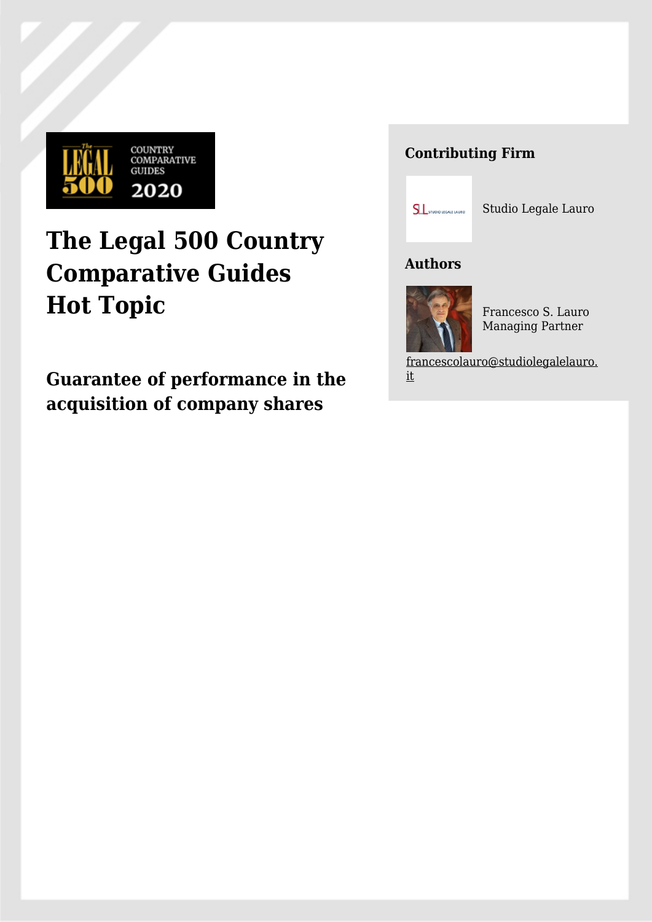# The Legal 500 Country Comparative Guides Hot Topic

## Guarantee of performance in the acquisition of company shares

**Contributing Firm**

Studio Legale Lauro

**Authors**

Francesco S. Lauro
Managing Partner

francescolauro@studiolegalelauro.it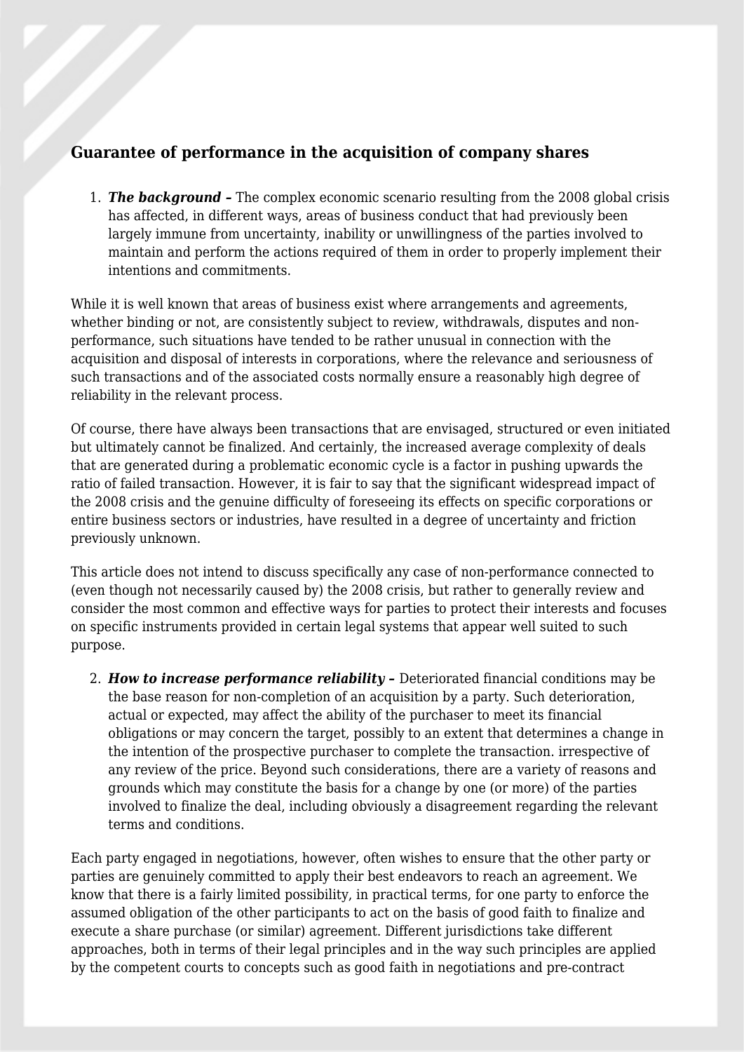## Guarantee of performance in the acquisition of company shares

1. ***The background –*** The complex economic scenario resulting from the 2008 global crisis has affected, in different ways, areas of business conduct that had previously been largely immune from uncertainty, inability or unwillingness of the parties involved to maintain and perform the actions required of them in order to properly implement their intentions and commitments.

While it is well known that areas of business exist where arrangements and agreements, whether binding or not, are consistently subject to review, withdrawals, disputes and non-performance, such situations have tended to be rather unusual in connection with the acquisition and disposal of interests in corporations, where the relevance and seriousness of such transactions and of the associated costs normally ensure a reasonably high degree of reliability in the relevant process.

Of course, there have always been transactions that are envisaged, structured or even initiated but ultimately cannot be finalized. And certainly, the increased average complexity of deals that are generated during a problematic economic cycle is a factor in pushing upwards the ratio of failed transaction. However, it is fair to say that the significant widespread impact of the 2008 crisis and the genuine difficulty of foreseeing its effects on specific corporations or entire business sectors or industries, have resulted in a degree of uncertainty and friction previously unknown.

This article does not intend to discuss specifically any case of non-performance connected to (even though not necessarily caused by) the 2008 crisis, but rather to generally review and consider the most common and effective ways for parties to protect their interests and focuses on specific instruments provided in certain legal systems that appear well suited to such purpose.

2. ***How to increase performance reliability –*** Deteriorated financial conditions may be the base reason for non-completion of an acquisition by a party. Such deterioration, actual or expected, may affect the ability of the purchaser to meet its financial obligations or may concern the target, possibly to an extent that determines a change in the intention of the prospective purchaser to complete the transaction. irrespective of any review of the price. Beyond such considerations, there are a variety of reasons and grounds which may constitute the basis for a change by one (or more) of the parties involved to finalize the deal, including obviously a disagreement regarding the relevant terms and conditions.

Each party engaged in negotiations, however, often wishes to ensure that the other party or parties are genuinely committed to apply their best endeavors to reach an agreement. We know that there is a fairly limited possibility, in practical terms, for one party to enforce the assumed obligation of the other participants to act on the basis of good faith to finalize and execute a share purchase (or similar) agreement. Different jurisdictions take different approaches, both in terms of their legal principles and in the way such principles are applied by the competent courts to concepts such as good faith in negotiations and pre-contract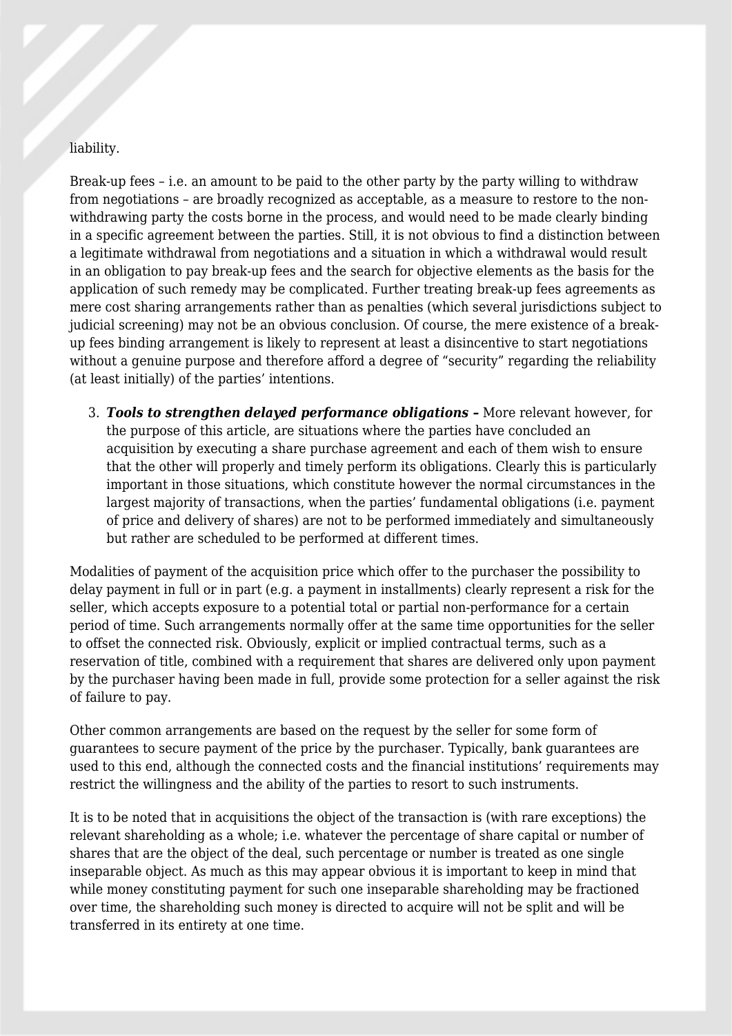liability.

Break-up fees – i.e. an amount to be paid to the other party by the party willing to withdraw from negotiations – are broadly recognized as acceptable, as a measure to restore to the non-withdrawing party the costs borne in the process, and would need to be made clearly binding in a specific agreement between the parties. Still, it is not obvious to find a distinction between a legitimate withdrawal from negotiations and a situation in which a withdrawal would result in an obligation to pay break-up fees and the search for objective elements as the basis for the application of such remedy may be complicated. Further treating break-up fees agreements as mere cost sharing arrangements rather than as penalties (which several jurisdictions subject to judicial screening) may not be an obvious conclusion. Of course, the mere existence of a break-up fees binding arrangement is likely to represent at least a disincentive to start negotiations without a genuine purpose and therefore afford a degree of "security" regarding the reliability (at least initially) of the parties' intentions.

3. ***Tools to strengthen delayed performance obligations –*** More relevant however, for the purpose of this article, are situations where the parties have concluded an acquisition by executing a share purchase agreement and each of them wish to ensure that the other will properly and timely perform its obligations. Clearly this is particularly important in those situations, which constitute however the normal circumstances in the largest majority of transactions, when the parties' fundamental obligations (i.e. payment of price and delivery of shares) are not to be performed immediately and simultaneously but rather are scheduled to be performed at different times.

Modalities of payment of the acquisition price which offer to the purchaser the possibility to delay payment in full or in part (e.g. a payment in installments) clearly represent a risk for the seller, which accepts exposure to a potential total or partial non-performance for a certain period of time. Such arrangements normally offer at the same time opportunities for the seller to offset the connected risk. Obviously, explicit or implied contractual terms, such as a reservation of title, combined with a requirement that shares are delivered only upon payment by the purchaser having been made in full, provide some protection for a seller against the risk of failure to pay.

Other common arrangements are based on the request by the seller for some form of guarantees to secure payment of the price by the purchaser. Typically, bank guarantees are used to this end, although the connected costs and the financial institutions' requirements may restrict the willingness and the ability of the parties to resort to such instruments.

It is to be noted that in acquisitions the object of the transaction is (with rare exceptions) the relevant shareholding as a whole; i.e. whatever the percentage of share capital or number of shares that are the object of the deal, such percentage or number is treated as one single inseparable object. As much as this may appear obvious it is important to keep in mind that while money constituting payment for such one inseparable shareholding may be fractioned over time, the shareholding such money is directed to acquire will not be split and will be transferred in its entirety at one time.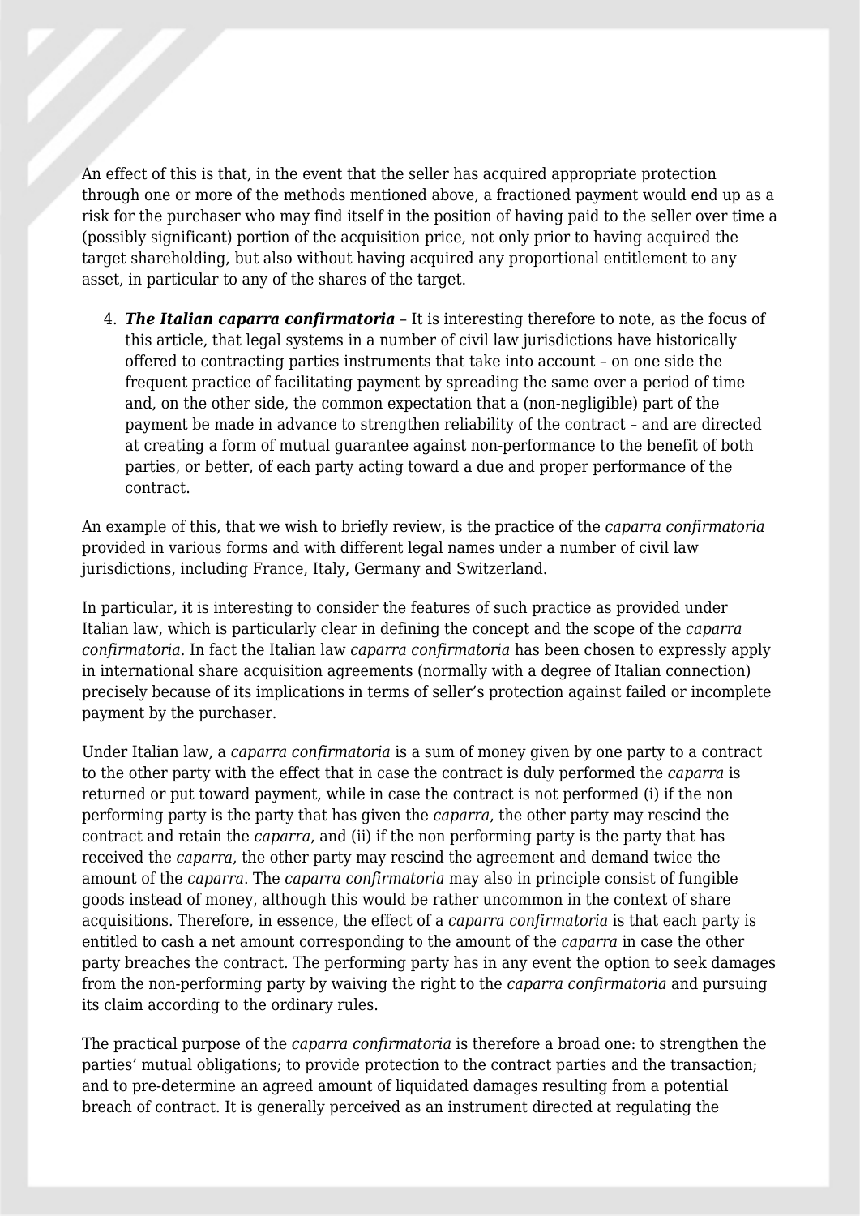An effect of this is that, in the event that the seller has acquired appropriate protection through one or more of the methods mentioned above, a fractioned payment would end up as a risk for the purchaser who may find itself in the position of having paid to the seller over time a (possibly significant) portion of the acquisition price, not only prior to having acquired the target shareholding, but also without having acquired any proportional entitlement to any asset, in particular to any of the shares of the target.

4. ***The Italian caparra confirmatoria*** – It is interesting therefore to note, as the focus of this article, that legal systems in a number of civil law jurisdictions have historically offered to contracting parties instruments that take into account – on one side the frequent practice of facilitating payment by spreading the same over a period of time and, on the other side, the common expectation that a (non-negligible) part of the payment be made in advance to strengthen reliability of the contract – and are directed at creating a form of mutual guarantee against non-performance to the benefit of both parties, or better, of each party acting toward a due and proper performance of the contract.

An example of this, that we wish to briefly review, is the practice of the *caparra confirmatoria* provided in various forms and with different legal names under a number of civil law jurisdictions, including France, Italy, Germany and Switzerland.

In particular, it is interesting to consider the features of such practice as provided under Italian law, which is particularly clear in defining the concept and the scope of the *caparra confirmatoria*. In fact the Italian law *caparra confirmatoria* has been chosen to expressly apply in international share acquisition agreements (normally with a degree of Italian connection) precisely because of its implications in terms of seller's protection against failed or incomplete payment by the purchaser.

Under Italian law, a *caparra confirmatoria* is a sum of money given by one party to a contract to the other party with the effect that in case the contract is duly performed the *caparra* is returned or put toward payment, while in case the contract is not performed (i) if the non performing party is the party that has given the *caparra*, the other party may rescind the contract and retain the *caparra*, and (ii) if the non performing party is the party that has received the *caparra*, the other party may rescind the agreement and demand twice the amount of the *caparra*. The *caparra confirmatoria* may also in principle consist of fungible goods instead of money, although this would be rather uncommon in the context of share acquisitions. Therefore, in essence, the effect of a *caparra confirmatoria* is that each party is entitled to cash a net amount corresponding to the amount of the *caparra* in case the other party breaches the contract. The performing party has in any event the option to seek damages from the non-performing party by waiving the right to the *caparra confirmatoria* and pursuing its claim according to the ordinary rules.

The practical purpose of the *caparra confirmatoria* is therefore a broad one: to strengthen the parties' mutual obligations; to provide protection to the contract parties and the transaction; and to pre-determine an agreed amount of liquidated damages resulting from a potential breach of contract. It is generally perceived as an instrument directed at regulating the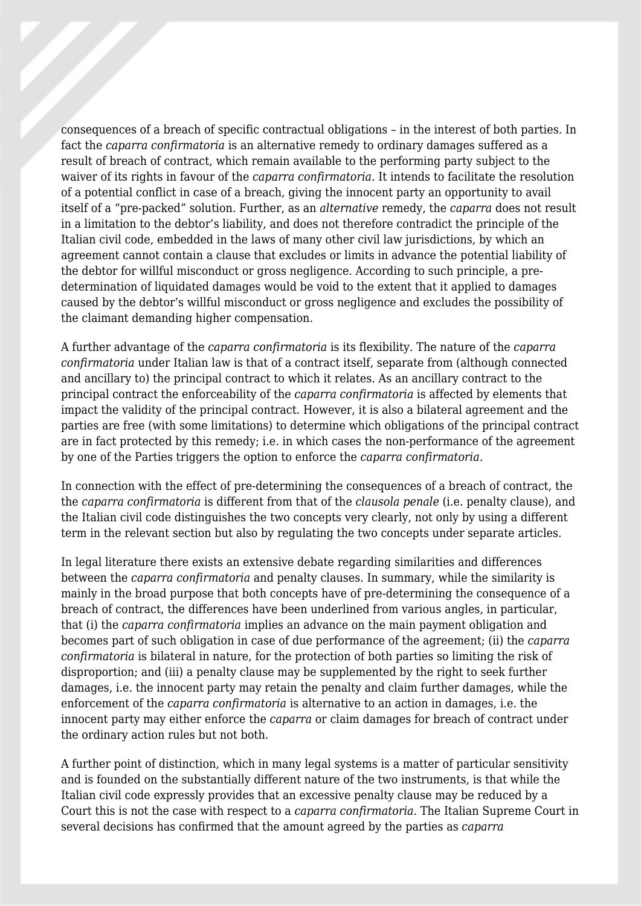consequences of a breach of specific contractual obligations – in the interest of both parties. In fact the *caparra confirmatoria* is an alternative remedy to ordinary damages suffered as a result of breach of contract, which remain available to the performing party subject to the waiver of its rights in favour of the *caparra confirmatoria*. It intends to facilitate the resolution of a potential conflict in case of a breach, giving the innocent party an opportunity to avail itself of a "pre-packed" solution. Further, as an *alternative* remedy, the *caparra* does not result in a limitation to the debtor's liability, and does not therefore contradict the principle of the Italian civil code, embedded in the laws of many other civil law jurisdictions, by which an agreement cannot contain a clause that excludes or limits in advance the potential liability of the debtor for willful misconduct or gross negligence. According to such principle, a pre-determination of liquidated damages would be void to the extent that it applied to damages caused by the debtor's willful misconduct or gross negligence and excludes the possibility of the claimant demanding higher compensation.

A further advantage of the *caparra confirmatoria* is its flexibility. The nature of the *caparra confirmatoria* under Italian law is that of a contract itself, separate from (although connected and ancillary to) the principal contract to which it relates. As an ancillary contract to the principal contract the enforceability of the *caparra confirmatoria* is affected by elements that impact the validity of the principal contract. However, it is also a bilateral agreement and the parties are free (with some limitations) to determine which obligations of the principal contract are in fact protected by this remedy; i.e. in which cases the non-performance of the agreement by one of the Parties triggers the option to enforce the *caparra confirmatoria*.

In connection with the effect of pre-determining the consequences of a breach of contract, the the *caparra confirmatoria* is different from that of the *clausola penale* (i.e. penalty clause), and the Italian civil code distinguishes the two concepts very clearly, not only by using a different term in the relevant section but also by regulating the two concepts under separate articles.

In legal literature there exists an extensive debate regarding similarities and differences between the *caparra confirmatoria* and penalty clauses. In summary, while the similarity is mainly in the broad purpose that both concepts have of pre-determining the consequence of a breach of contract, the differences have been underlined from various angles, in particular, that (i) the *caparra confirmatoria* implies an advance on the main payment obligation and becomes part of such obligation in case of due performance of the agreement; (ii) the *caparra confirmatoria* is bilateral in nature, for the protection of both parties so limiting the risk of disproportion; and (iii) a penalty clause may be supplemented by the right to seek further damages, i.e. the innocent party may retain the penalty and claim further damages, while the enforcement of the *caparra confirmatoria* is alternative to an action in damages, i.e. the innocent party may either enforce the *caparra* or claim damages for breach of contract under the ordinary action rules but not both.

A further point of distinction, which in many legal systems is a matter of particular sensitivity and is founded on the substantially different nature of the two instruments, is that while the Italian civil code expressly provides that an excessive penalty clause may be reduced by a Court this is not the case with respect to a *caparra confirmatoria*. The Italian Supreme Court in several decisions has confirmed that the amount agreed by the parties as *caparra*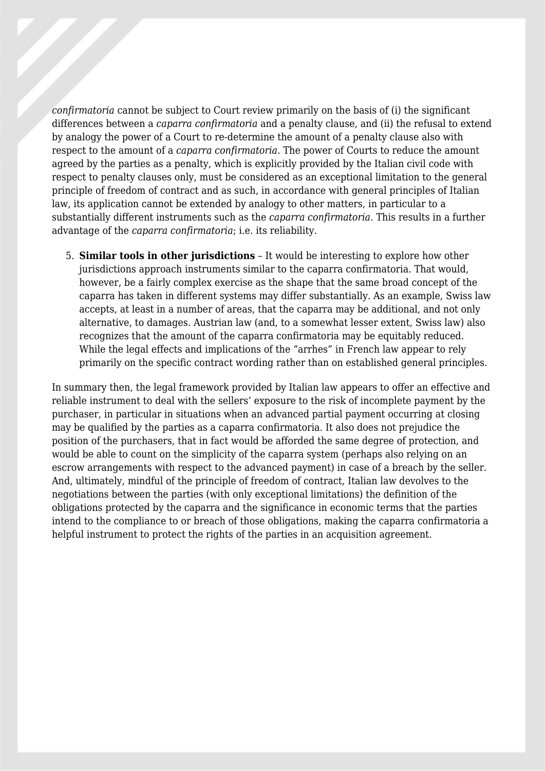*confirmatoria* cannot be subject to Court review primarily on the basis of (i) the significant differences between a *caparra confirmatoria* and a penalty clause, and (ii) the refusal to extend by analogy the power of a Court to re-determine the amount of a penalty clause also with respect to the amount of a *caparra confirmatoria*. The power of Courts to reduce the amount agreed by the parties as a penalty, which is explicitly provided by the Italian civil code with respect to penalty clauses only, must be considered as an exceptional limitation to the general principle of freedom of contract and as such, in accordance with general principles of Italian law, its application cannot be extended by analogy to other matters, in particular to a substantially different instruments such as the *caparra confirmatoria*. This results in a further advantage of the *caparra confirmatoria*; i.e. its reliability.

5. **Similar tools in other jurisdictions** – It would be interesting to explore how other jurisdictions approach instruments similar to the caparra confirmatoria. That would, however, be a fairly complex exercise as the shape that the same broad concept of the caparra has taken in different systems may differ substantially. As an example, Swiss law accepts, at least in a number of areas, that the caparra may be additional, and not only alternative, to damages. Austrian law (and, to a somewhat lesser extent, Swiss law) also recognizes that the amount of the caparra confirmatoria may be equitably reduced. While the legal effects and implications of the "arrhes" in French law appear to rely primarily on the specific contract wording rather than on established general principles.

In summary then, the legal framework provided by Italian law appears to offer an effective and reliable instrument to deal with the sellers' exposure to the risk of incomplete payment by the purchaser, in particular in situations when an advanced partial payment occurring at closing may be qualified by the parties as a caparra confirmatoria. It also does not prejudice the position of the purchasers, that in fact would be afforded the same degree of protection, and would be able to count on the simplicity of the caparra system (perhaps also relying on an escrow arrangements with respect to the advanced payment) in case of a breach by the seller. And, ultimately, mindful of the principle of freedom of contract, Italian law devolves to the negotiations between the parties (with only exceptional limitations) the definition of the obligations protected by the caparra and the significance in economic terms that the parties intend to the compliance to or breach of those obligations, making the caparra confirmatoria a helpful instrument to protect the rights of the parties in an acquisition agreement.